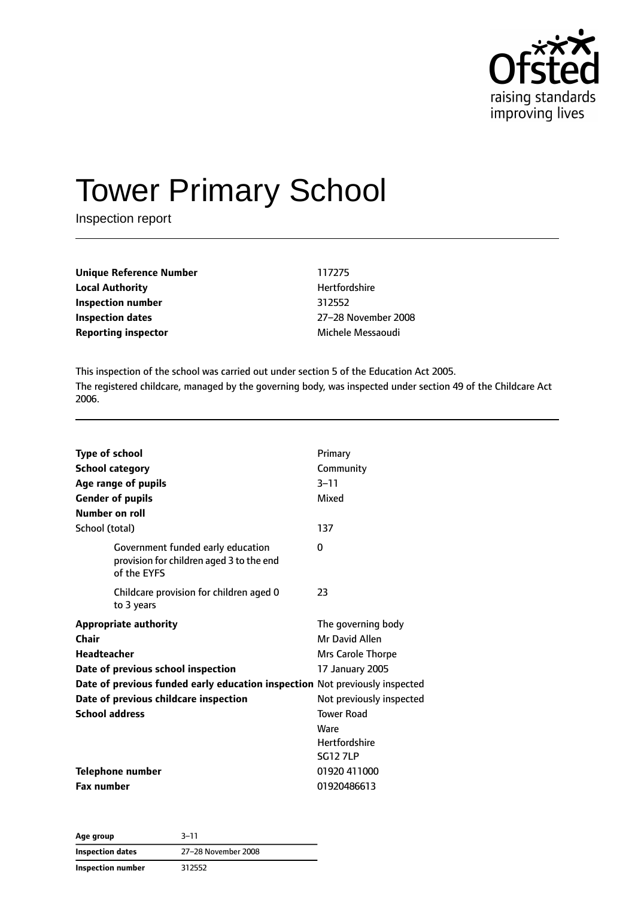# Tower Primary School

Inspection report

| | |
|---|---|
| **Unique Reference Number** | 117275 |
| **Local Authority** | Hertfordshire |
| **Inspection number** | 312552 |
| **Inspection dates** | 27–28 November 2008 |
| **Reporting inspector** | Michele Messaoudi |

This inspection of the school was carried out under section 5 of the Education Act 2005.

The registered childcare, managed by the governing body, was inspected under section 49 of the Childcare Act 2006.

| | |
|---|---|
| **Type of school** | Primary |
| **School category** | Community |
| **Age range of pupils** | 3–11 |
| **Gender of pupils** | Mixed |
| **Number on roll** | |
| School (total) | 137 |
| Government funded early education provision for children aged 3 to the end of the EYFS | 0 |
| Childcare provision for children aged 0 to 3 years | 23 |
| **Appropriate authority** | The governing body |
| **Chair** | Mr David Allen |
| **Headteacher** | Mrs Carole Thorpe |
| **Date of previous school inspection** | 17 January 2005 |
| **Date of previous funded early education inspection** | Not previously inspected |
| **Date of previous childcare inspection** | Not previously inspected |
| **School address** | Tower Road<br>Ware<br>Hertfordshire<br>SG12 7LP |
| **Telephone number** | 01920 411000 |
| **Fax number** | 01920486613 |

| | |
|---|---|
| **Age group** | 3–11 |
| **Inspection dates** | 27–28 November 2008 |
| **Inspection number** | 312552 |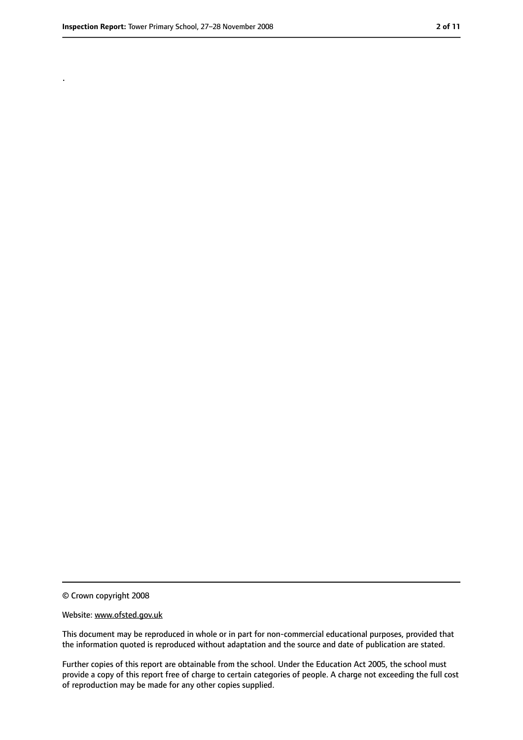.

© Crown copyright 2008

Website: www.ofsted.gov.uk

This document may be reproduced in whole or in part for non-commercial educational purposes, provided that the information quoted is reproduced without adaptation and the source and date of publication are stated.

Further copies of this report are obtainable from the school. Under the Education Act 2005, the school must provide a copy of this report free of charge to certain categories of people. A charge not exceeding the full cost of reproduction may be made for any other copies supplied.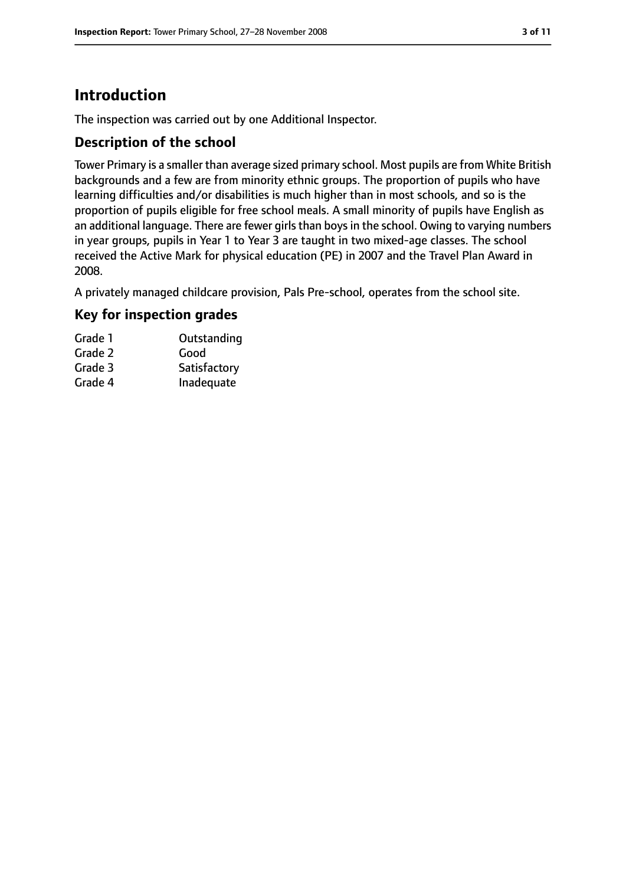# Introduction

The inspection was carried out by one Additional Inspector.

## Description of the school

Tower Primary is a smaller than average sized primary school. Most pupils are from White British backgrounds and a few are from minority ethnic groups. The proportion of pupils who have learning difficulties and/or disabilities is much higher than in most schools, and so is the proportion of pupils eligible for free school meals. A small minority of pupils have English as an additional language. There are fewer girls than boys in the school. Owing to varying numbers in year groups, pupils in Year 1 to Year 3 are taught in two mixed-age classes. The school received the Active Mark for physical education (PE) in 2007 and the Travel Plan Award in 2008.

A privately managed childcare provision, Pals Pre-school, operates from the school site.

## Key for inspection grades

| | |
|---|---|
| Grade 1 | Outstanding |
| Grade 2 | Good |
| Grade 3 | Satisfactory |
| Grade 4 | Inadequate |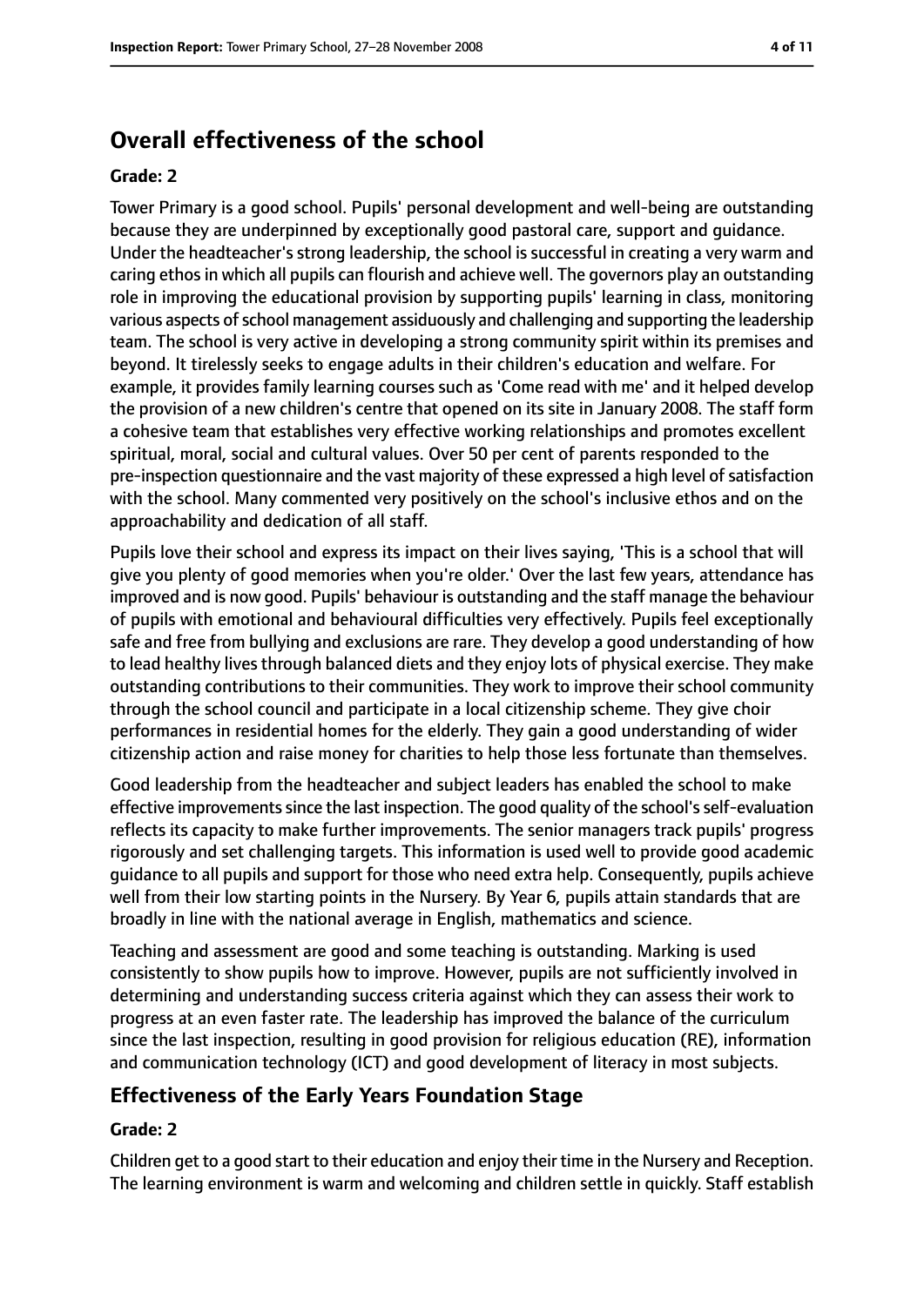## Overall effectiveness of the school

### Grade: 2

Tower Primary is a good school. Pupils' personal development and well-being are outstanding because they are underpinned by exceptionally good pastoral care, support and guidance. Under the headteacher's strong leadership, the school is successful in creating a very warm and caring ethos in which all pupils can flourish and achieve well. The governors play an outstanding role in improving the educational provision by supporting pupils' learning in class, monitoring various aspects of school management assiduously and challenging and supporting the leadership team. The school is very active in developing a strong community spirit within its premises and beyond. It tirelessly seeks to engage adults in their children's education and welfare. For example, it provides family learning courses such as 'Come read with me' and it helped develop the provision of a new children's centre that opened on its site in January 2008. The staff form a cohesive team that establishes very effective working relationships and promotes excellent spiritual, moral, social and cultural values. Over 50 per cent of parents responded to the pre-inspection questionnaire and the vast majority of these expressed a high level of satisfaction with the school. Many commented very positively on the school's inclusive ethos and on the approachability and dedication of all staff.

Pupils love their school and express its impact on their lives saying, 'This is a school that will give you plenty of good memories when you're older.' Over the last few years, attendance has improved and is now good. Pupils' behaviour is outstanding and the staff manage the behaviour of pupils with emotional and behavioural difficulties very effectively. Pupils feel exceptionally safe and free from bullying and exclusions are rare. They develop a good understanding of how to lead healthy lives through balanced diets and they enjoy lots of physical exercise. They make outstanding contributions to their communities. They work to improve their school community through the school council and participate in a local citizenship scheme. They give choir performances in residential homes for the elderly. They gain a good understanding of wider citizenship action and raise money for charities to help those less fortunate than themselves.

Good leadership from the headteacher and subject leaders has enabled the school to make effective improvements since the last inspection. The good quality of the school's self-evaluation reflects its capacity to make further improvements. The senior managers track pupils' progress rigorously and set challenging targets. This information is used well to provide good academic guidance to all pupils and support for those who need extra help. Consequently, pupils achieve well from their low starting points in the Nursery. By Year 6, pupils attain standards that are broadly in line with the national average in English, mathematics and science.

Teaching and assessment are good and some teaching is outstanding. Marking is used consistently to show pupils how to improve. However, pupils are not sufficiently involved in determining and understanding success criteria against which they can assess their work to progress at an even faster rate. The leadership has improved the balance of the curriculum since the last inspection, resulting in good provision for religious education (RE), information and communication technology (ICT) and good development of literacy in most subjects.

## Effectiveness of the Early Years Foundation Stage

### Grade: 2

Children get to a good start to their education and enjoy their time in the Nursery and Reception. The learning environment is warm and welcoming and children settle in quickly. Staff establish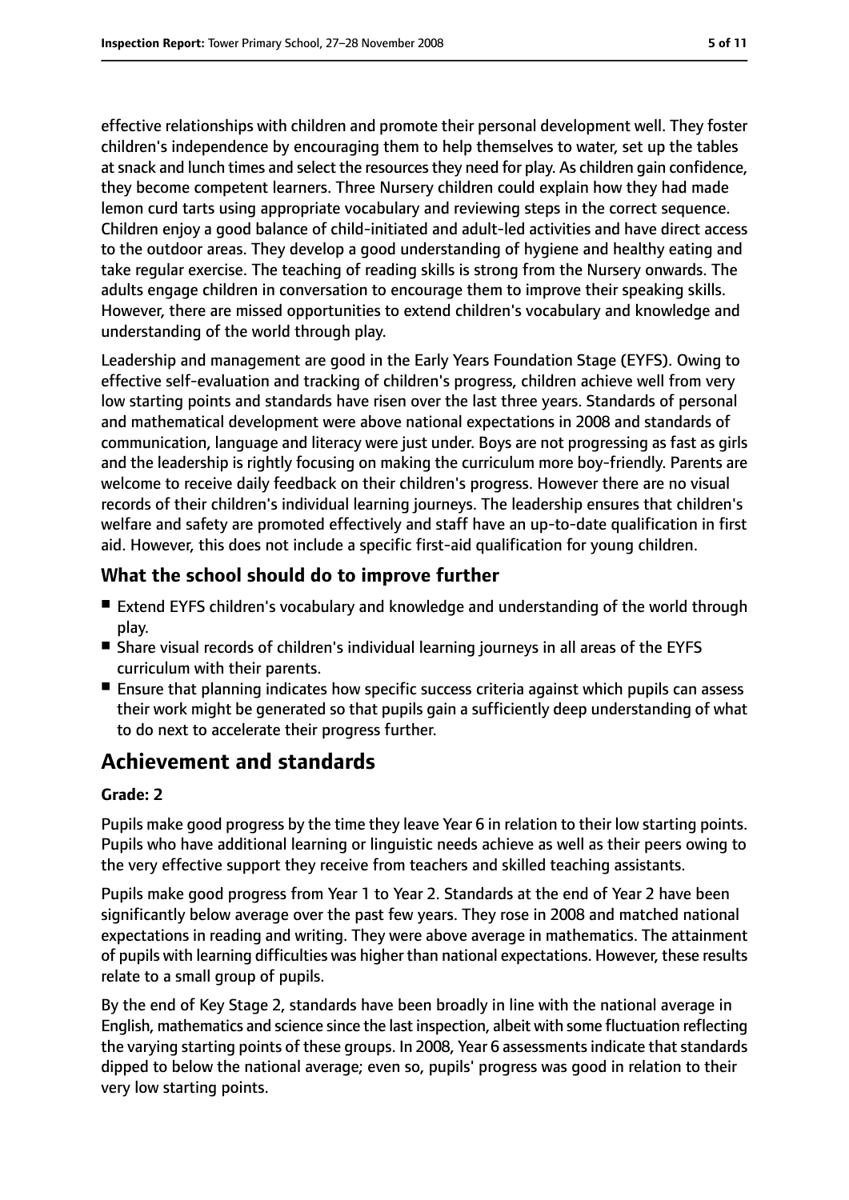effective relationships with children and promote their personal development well. They foster children's independence by encouraging them to help themselves to water, set up the tables at snack and lunch times and select the resources they need for play. As children gain confidence, they become competent learners. Three Nursery children could explain how they had made lemon curd tarts using appropriate vocabulary and reviewing steps in the correct sequence. Children enjoy a good balance of child-initiated and adult-led activities and have direct access to the outdoor areas. They develop a good understanding of hygiene and healthy eating and take regular exercise. The teaching of reading skills is strong from the Nursery onwards. The adults engage children in conversation to encourage them to improve their speaking skills. However, there are missed opportunities to extend children's vocabulary and knowledge and understanding of the world through play.

Leadership and management are good in the Early Years Foundation Stage (EYFS). Owing to effective self-evaluation and tracking of children's progress, children achieve well from very low starting points and standards have risen over the last three years. Standards of personal and mathematical development were above national expectations in 2008 and standards of communication, language and literacy were just under. Boys are not progressing as fast as girls and the leadership is rightly focusing on making the curriculum more boy-friendly. Parents are welcome to receive daily feedback on their children's progress. However there are no visual records of their children's individual learning journeys. The leadership ensures that children's welfare and safety are promoted effectively and staff have an up-to-date qualification in first aid. However, this does not include a specific first-aid qualification for young children.

### What the school should do to improve further

- Extend EYFS children's vocabulary and knowledge and understanding of the world through play.
- Share visual records of children's individual learning journeys in all areas of the EYFS curriculum with their parents.
- Ensure that planning indicates how specific success criteria against which pupils can assess their work might be generated so that pupils gain a sufficiently deep understanding of what to do next to accelerate their progress further.

## Achievement and standards

#### Grade: 2

Pupils make good progress by the time they leave Year 6 in relation to their low starting points. Pupils who have additional learning or linguistic needs achieve as well as their peers owing to the very effective support they receive from teachers and skilled teaching assistants.

Pupils make good progress from Year 1 to Year 2. Standards at the end of Year 2 have been significantly below average over the past few years. They rose in 2008 and matched national expectations in reading and writing. They were above average in mathematics. The attainment of pupils with learning difficulties was higher than national expectations. However, these results relate to a small group of pupils.

By the end of Key Stage 2, standards have been broadly in line with the national average in English, mathematics and science since the last inspection, albeit with some fluctuation reflecting the varying starting points of these groups. In 2008, Year 6 assessments indicate that standards dipped to below the national average; even so, pupils' progress was good in relation to their very low starting points.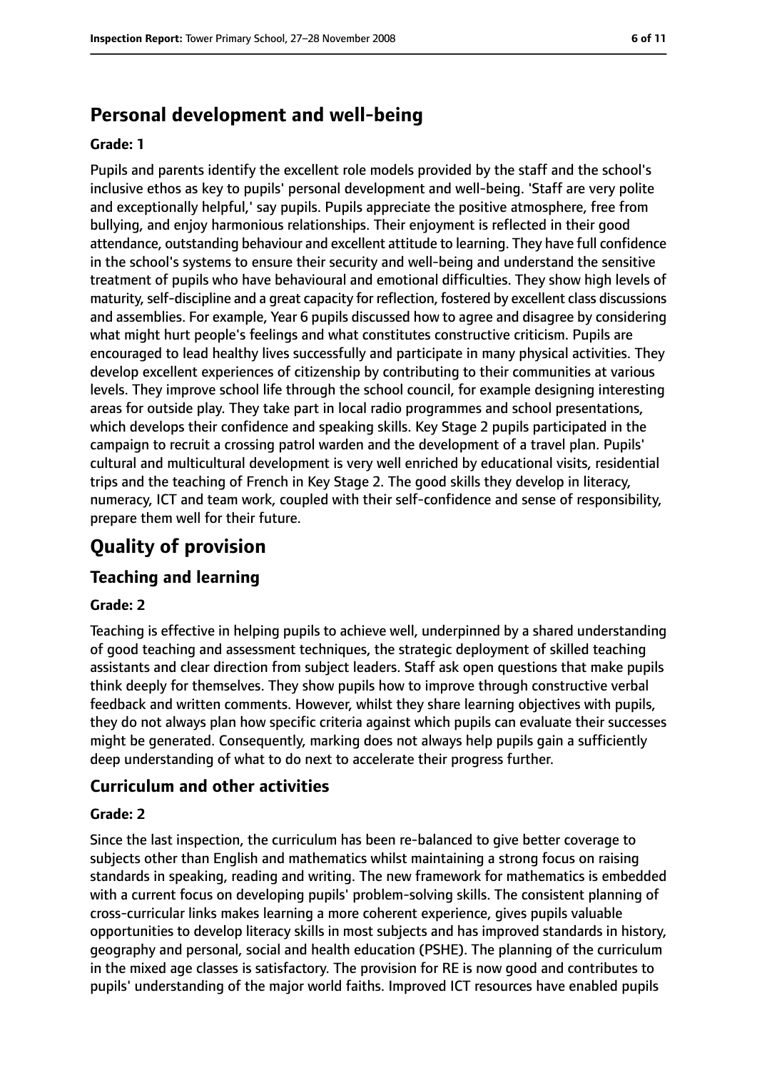## Personal development and well-being

**Grade: 1**

Pupils and parents identify the excellent role models provided by the staff and the school's inclusive ethos as key to pupils' personal development and well-being. 'Staff are very polite and exceptionally helpful,' say pupils. Pupils appreciate the positive atmosphere, free from bullying, and enjoy harmonious relationships. Their enjoyment is reflected in their good attendance, outstanding behaviour and excellent attitude to learning. They have full confidence in the school's systems to ensure their security and well-being and understand the sensitive treatment of pupils who have behavioural and emotional difficulties. They show high levels of maturity, self-discipline and a great capacity for reflection, fostered by excellent class discussions and assemblies. For example, Year 6 pupils discussed how to agree and disagree by considering what might hurt people's feelings and what constitutes constructive criticism. Pupils are encouraged to lead healthy lives successfully and participate in many physical activities. They develop excellent experiences of citizenship by contributing to their communities at various levels. They improve school life through the school council, for example designing interesting areas for outside play. They take part in local radio programmes and school presentations, which develops their confidence and speaking skills. Key Stage 2 pupils participated in the campaign to recruit a crossing patrol warden and the development of a travel plan. Pupils' cultural and multicultural development is very well enriched by educational visits, residential trips and the teaching of French in Key Stage 2. The good skills they develop in literacy, numeracy, ICT and team work, coupled with their self-confidence and sense of responsibility, prepare them well for their future.

# Quality of provision

## Teaching and learning

**Grade: 2**

Teaching is effective in helping pupils to achieve well, underpinned by a shared understanding of good teaching and assessment techniques, the strategic deployment of skilled teaching assistants and clear direction from subject leaders. Staff ask open questions that make pupils think deeply for themselves. They show pupils how to improve through constructive verbal feedback and written comments. However, whilst they share learning objectives with pupils, they do not always plan how specific criteria against which pupils can evaluate their successes might be generated. Consequently, marking does not always help pupils gain a sufficiently deep understanding of what to do next to accelerate their progress further.

## Curriculum and other activities

**Grade: 2**

Since the last inspection, the curriculum has been re-balanced to give better coverage to subjects other than English and mathematics whilst maintaining a strong focus on raising standards in speaking, reading and writing. The new framework for mathematics is embedded with a current focus on developing pupils' problem-solving skills. The consistent planning of cross-curricular links makes learning a more coherent experience, gives pupils valuable opportunities to develop literacy skills in most subjects and has improved standards in history, geography and personal, social and health education (PSHE). The planning of the curriculum in the mixed age classes is satisfactory. The provision for RE is now good and contributes to pupils' understanding of the major world faiths. Improved ICT resources have enabled pupils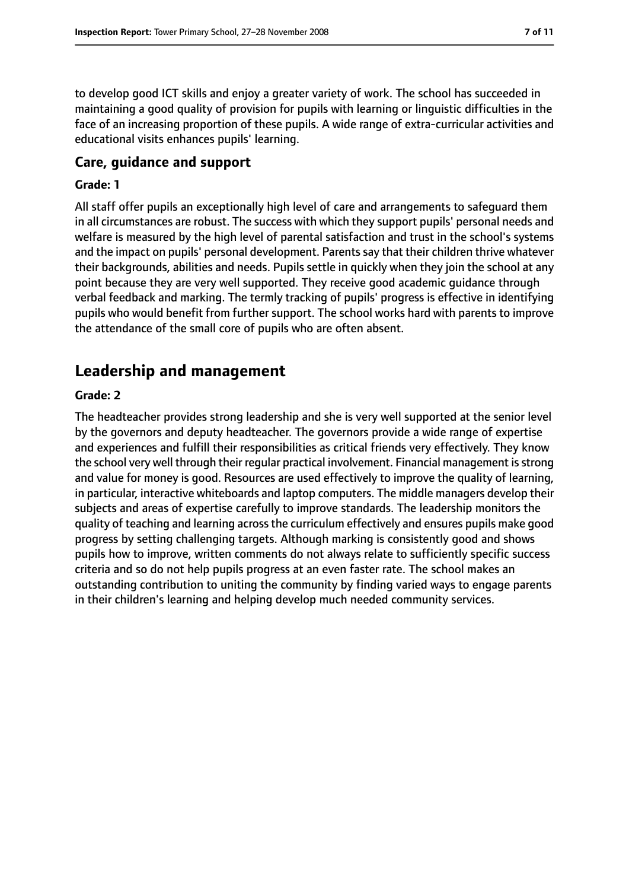to develop good ICT skills and enjoy a greater variety of work. The school has succeeded in maintaining a good quality of provision for pupils with learning or linguistic difficulties in the face of an increasing proportion of these pupils. A wide range of extra-curricular activities and educational visits enhances pupils' learning.

### Care, guidance and support

#### Grade: 1

All staff offer pupils an exceptionally high level of care and arrangements to safeguard them in all circumstances are robust. The success with which they support pupils' personal needs and welfare is measured by the high level of parental satisfaction and trust in the school's systems and the impact on pupils' personal development. Parents say that their children thrive whatever their backgrounds, abilities and needs. Pupils settle in quickly when they join the school at any point because they are very well supported. They receive good academic guidance through verbal feedback and marking. The termly tracking of pupils' progress is effective in identifying pupils who would benefit from further support. The school works hard with parents to improve the attendance of the small core of pupils who are often absent.

## Leadership and management

#### Grade: 2

The headteacher provides strong leadership and she is very well supported at the senior level by the governors and deputy headteacher. The governors provide a wide range of expertise and experiences and fulfill their responsibilities as critical friends very effectively. They know the school very well through their regular practical involvement. Financial management is strong and value for money is good. Resources are used effectively to improve the quality of learning, in particular, interactive whiteboards and laptop computers. The middle managers develop their subjects and areas of expertise carefully to improve standards. The leadership monitors the quality of teaching and learning across the curriculum effectively and ensures pupils make good progress by setting challenging targets. Although marking is consistently good and shows pupils how to improve, written comments do not always relate to sufficiently specific success criteria and so do not help pupils progress at an even faster rate. The school makes an outstanding contribution to uniting the community by finding varied ways to engage parents in their children's learning and helping develop much needed community services.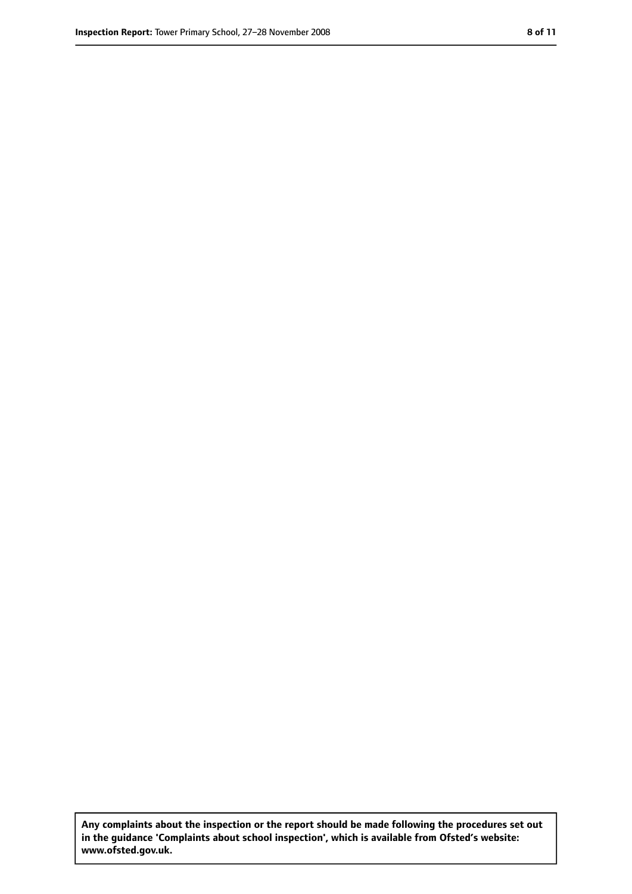**Any complaints about the inspection or the report should be made following the procedures set out in the guidance 'Complaints about school inspection', which is available from Ofsted's website: www.ofsted.gov.uk.**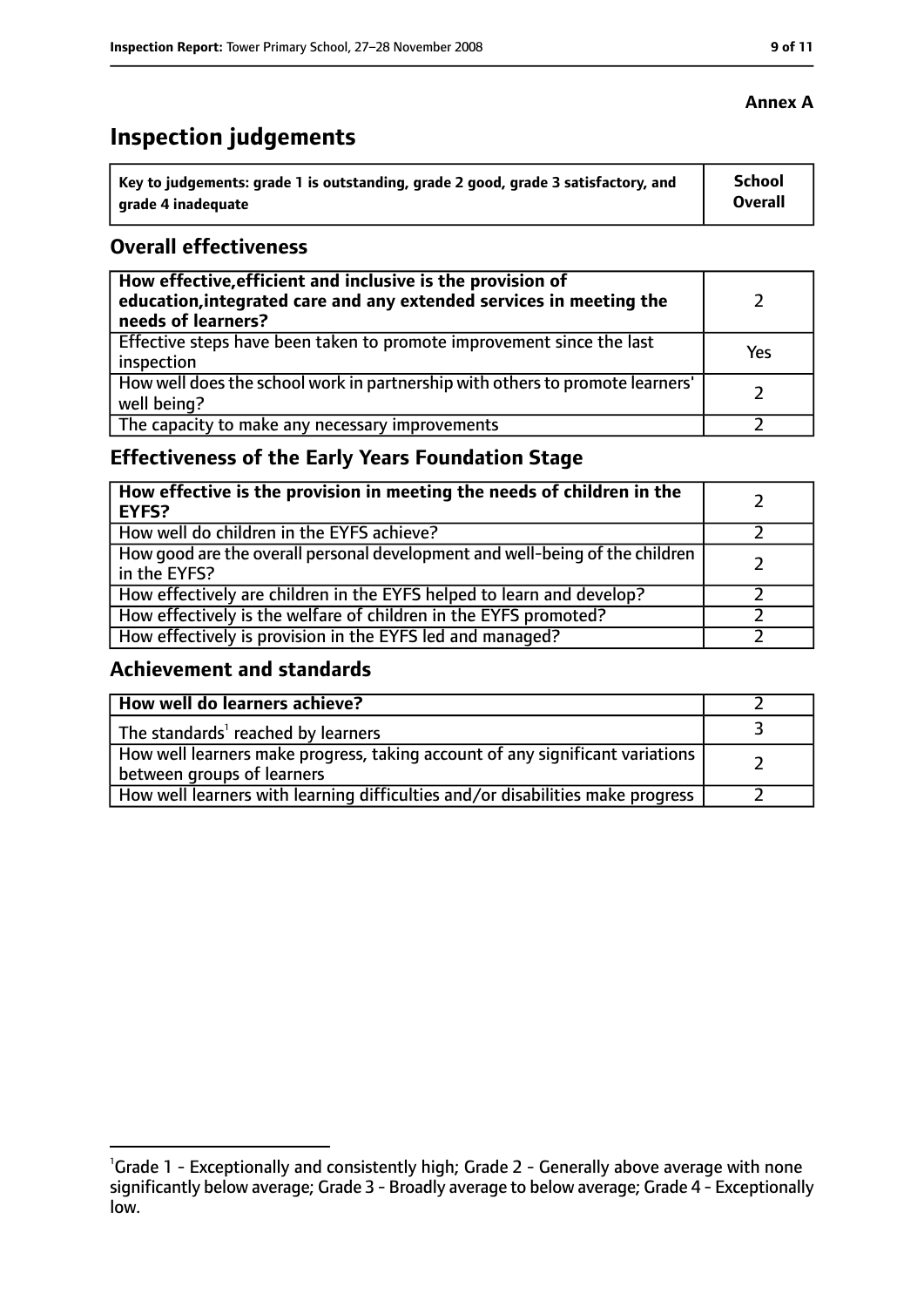**Annex A**

# Inspection judgements

| Key to judgements: grade 1 is outstanding, grade 2 good, grade 3 satisfactory, and grade 4 inadequate | School Overall |
|---|---|

## Overall effectiveness

| | |
|---|---|
| **How effective, efficient and inclusive is the provision of education, integrated care and any extended services in meeting the needs of learners?** | 2 |
| Effective steps have been taken to promote improvement since the last inspection | Yes |
| How well does the school work in partnership with others to promote learners' well being? | 2 |
| The capacity to make any necessary improvements | 2 |

## Effectiveness of the Early Years Foundation Stage

| | |
|---|---|
| **How effective is the provision in meeting the needs of children in the EYFS?** | 2 |
| How well do children in the EYFS achieve? | 2 |
| How good are the overall personal development and well-being of the children in the EYFS? | 2 |
| How effectively are children in the EYFS helped to learn and develop? | 2 |
| How effectively is the welfare of children in the EYFS promoted? | 2 |
| How effectively is provision in the EYFS led and managed? | 2 |

## Achievement and standards

| | |
|---|---|
| **How well do learners achieve?** | 2 |
| The standards[1] reached by learners | 3 |
| How well learners make progress, taking account of any significant variations between groups of learners | 2 |
| How well learners with learning difficulties and/or disabilities make progress | 2 |

[1]Grade 1 - Exceptionally and consistently high; Grade 2 - Generally above average with none significantly below average; Grade 3 - Broadly average to below average; Grade 4 - Exceptionally low.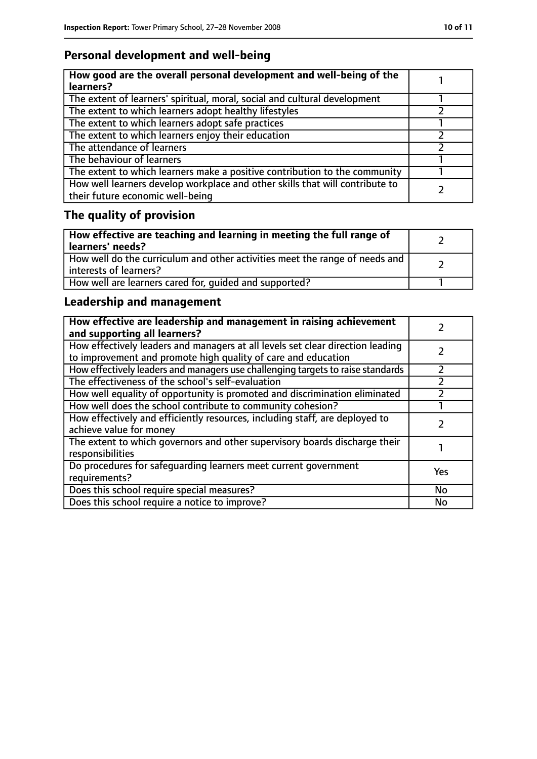## Personal development and well-being

| **How good are the overall personal development and well-being of the learners?** | 1 |
|---|---|
| The extent of learners' spiritual, moral, social and cultural development | 1 |
| The extent to which learners adopt healthy lifestyles | 2 |
| The extent to which learners adopt safe practices | 1 |
| The extent to which learners enjoy their education | 2 |
| The attendance of learners | 2 |
| The behaviour of learners | 1 |
| The extent to which learners make a positive contribution to the community | 1 |
| How well learners develop workplace and other skills that will contribute to their future economic well-being | 2 |

## The quality of provision

| **How effective are teaching and learning in meeting the full range of learners' needs?** | 2 |
|---|---|
| How well do the curriculum and other activities meet the range of needs and interests of learners? | 2 |
| How well are learners cared for, guided and supported? | 1 |

## Leadership and management

| **How effective are leadership and management in raising achievement and supporting all learners?** | 2 |
|---|---|
| How effectively leaders and managers at all levels set clear direction leading to improvement and promote high quality of care and education | 2 |
| How effectively leaders and managers use challenging targets to raise standards | 2 |
| The effectiveness of the school's self-evaluation | 2 |
| How well equality of opportunity is promoted and discrimination eliminated | 2 |
| How well does the school contribute to community cohesion? | 1 |
| How effectively and efficiently resources, including staff, are deployed to achieve value for money | 2 |
| The extent to which governors and other supervisory boards discharge their responsibilities | 1 |
| Do procedures for safeguarding learners meet current government requirements? | Yes |
| Does this school require special measures? | No |
| Does this school require a notice to improve? | No |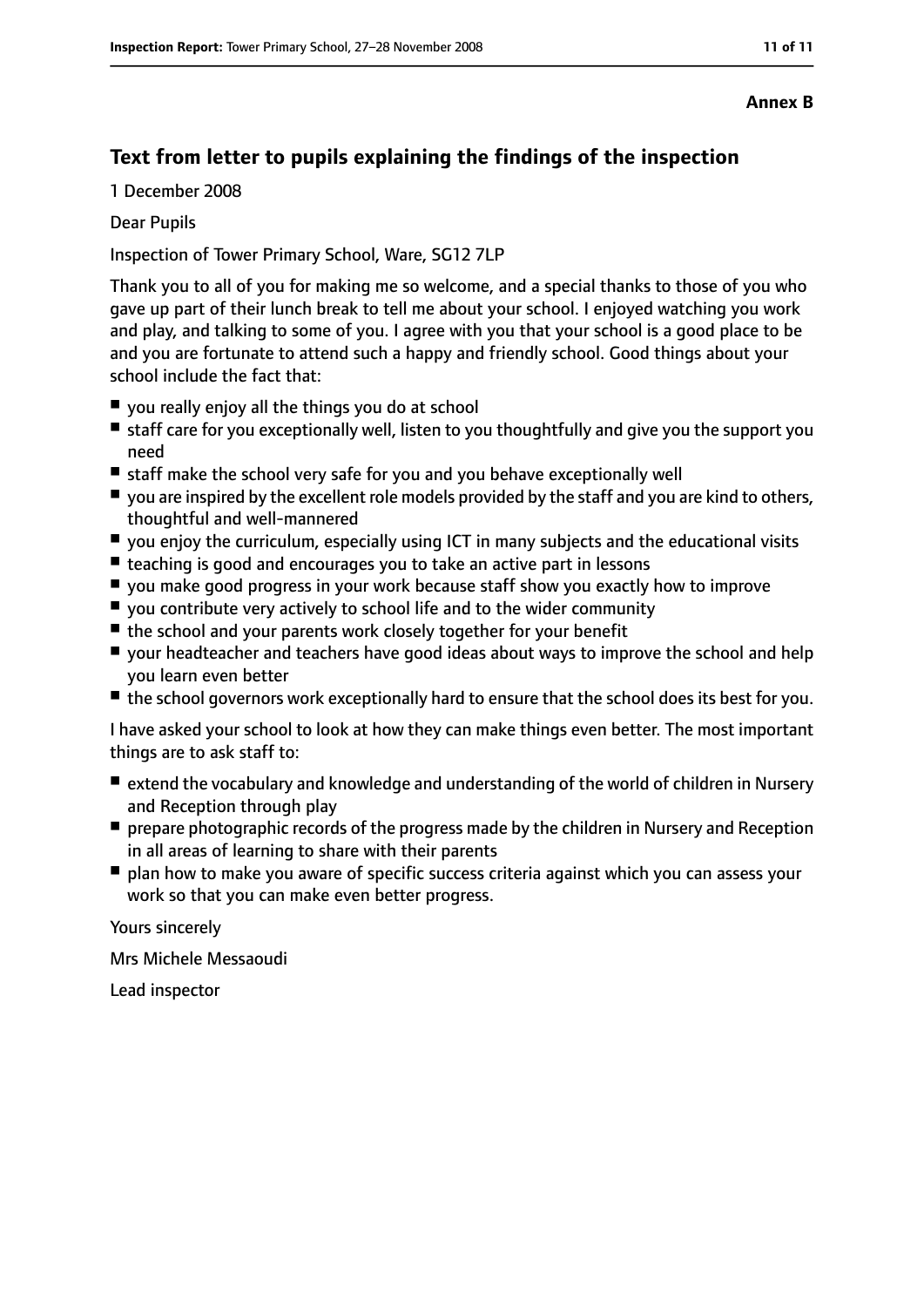**Annex B**

## Text from letter to pupils explaining the findings of the inspection

1 December 2008

Dear Pupils

Inspection of Tower Primary School, Ware, SG12 7LP

Thank you to all of you for making me so welcome, and a special thanks to those of you who gave up part of their lunch break to tell me about your school. I enjoyed watching you work and play, and talking to some of you. I agree with you that your school is a good place to be and you are fortunate to attend such a happy and friendly school. Good things about your school include the fact that:

- you really enjoy all the things you do at school
- staff care for you exceptionally well, listen to you thoughtfully and give you the support you need
- staff make the school very safe for you and you behave exceptionally well
- you are inspired by the excellent role models provided by the staff and you are kind to others, thoughtful and well-mannered
- you enjoy the curriculum, especially using ICT in many subjects and the educational visits
- teaching is good and encourages you to take an active part in lessons
- you make good progress in your work because staff show you exactly how to improve
- you contribute very actively to school life and to the wider community
- the school and your parents work closely together for your benefit
- your headteacher and teachers have good ideas about ways to improve the school and help you learn even better
- the school governors work exceptionally hard to ensure that the school does its best for you.

I have asked your school to look at how they can make things even better. The most important things are to ask staff to:

- extend the vocabulary and knowledge and understanding of the world of children in Nursery and Reception through play
- prepare photographic records of the progress made by the children in Nursery and Reception in all areas of learning to share with their parents
- plan how to make you aware of specific success criteria against which you can assess your work so that you can make even better progress.

Yours sincerely

Mrs Michele Messaoudi

Lead inspector